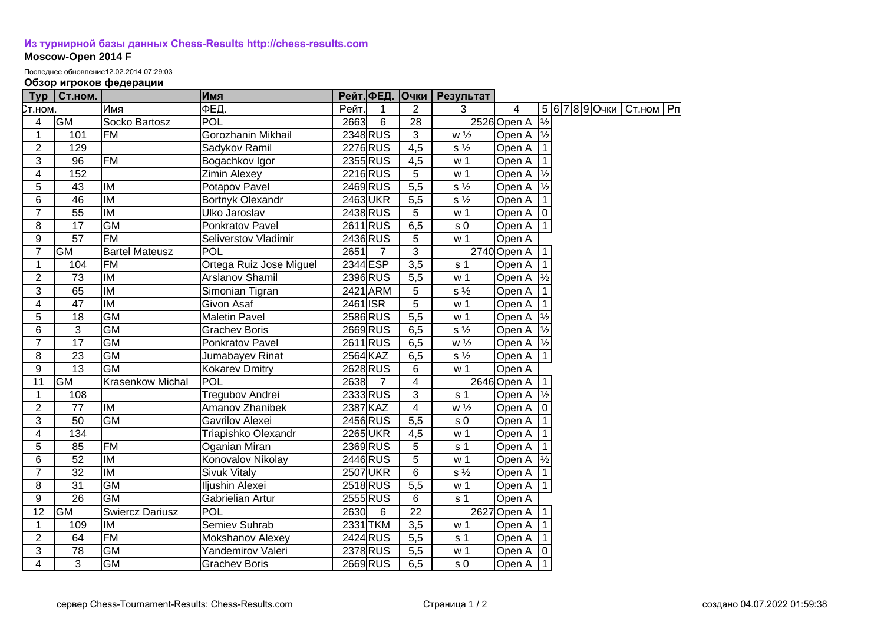**Из турнирной базы данных Chess-Results http://chess-results.com**

**Moscow-Open 2014 F**

Последнее обновление12.02.2014 07:29:03

**Обзор игроков федерации**

| Тур | Ст.ном. | | Имя | Рейт. | ФЕД. | Очки | Результат | | | | | | | | | |
|---|---|---|---|---|---|---|---|---|---|---|---|---|---|---|---|---|
| Ст.ном. | | Имя | ФЕД. | Рейт. | 1 | 2 | 3 | 4 | 5 | 6 | 7 | 8 | 9 | Очки | Ст.ном | Рп |
| 4 | GM | Socko Bartosz | POL | 2663 | 6 | 28 | 2526 | Open A | ½ | | | | | | | |
| 1 | 101 | FM | Gorozhanin Mikhail | 2348 | RUS | 3 | w ½ | Open A | ½ | | | | | | | |
| 2 | 129 | | Sadykov Ramil | 2276 | RUS | 4,5 | s ½ | Open A | 1 | | | | | | | |
| 3 | 96 | FM | Bogachkov Igor | 2355 | RUS | 4,5 | w 1 | Open A | 1 | | | | | | | |
| 4 | 152 | | Zimin Alexey | 2216 | RUS | 5 | w 1 | Open A | ½ | | | | | | | |
| 5 | 43 | IM | Potapov Pavel | 2469 | RUS | 5,5 | s ½ | Open A | ½ | | | | | | | |
| 6 | 46 | IM | Bortnyk Olexandr | 2463 | UKR | 5,5 | s ½ | Open A | 1 | | | | | | | |
| 7 | 55 | IM | Ulko Jaroslav | 2438 | RUS | 5 | w 1 | Open A | 0 | | | | | | | |
| 8 | 17 | GM | Ponkratov Pavel | 2611 | RUS | 6,5 | s 0 | Open A | 1 | | | | | | | |
| 9 | 57 | FM | Seliverstov Vladimir | 2436 | RUS | 5 | w 1 | Open A | | | | | | | | |
| 7 | GM | Bartel Mateusz | POL | 2651 | 7 | 3 | 2740 | Open A | 1 | | | | | | | |
| 1 | 104 | FM | Ortega Ruiz Jose Miguel | 2344 | ESP | 3,5 | s 1 | Open A | 1 | | | | | | | |
| 2 | 73 | IM | Arslanov Shamil | 2396 | RUS | 5,5 | w 1 | Open A | ½ | | | | | | | |
| 3 | 65 | IM | Simonian Tigran | 2421 | ARM | 5 | s ½ | Open A | 1 | | | | | | | |
| 4 | 47 | IM | Givon Asaf | 2461 | ISR | 5 | w 1 | Open A | 1 | | | | | | | |
| 5 | 18 | GM | Maletin Pavel | 2586 | RUS | 5,5 | w 1 | Open A | ½ | | | | | | | |
| 6 | 3 | GM | Grachev Boris | 2669 | RUS | 6,5 | s ½ | Open A | ½ | | | | | | | |
| 7 | 17 | GM | Ponkratov Pavel | 2611 | RUS | 6,5 | w ½ | Open A | ½ | | | | | | | |
| 8 | 23 | GM | Jumabayev Rinat | 2564 | KAZ | 6,5 | s ½ | Open A | 1 | | | | | | | |
| 9 | 13 | GM | Kokarev Dmitry | 2628 | RUS | 6 | w 1 | Open A | | | | | | | | |
| 11 | GM | Krasenkow Michal | POL | 2638 | 7 | 4 | 2646 | Open A | 1 | | | | | | | |
| 1 | 108 | | Tregubov Andrei | 2333 | RUS | 3 | s 1 | Open A | ½ | | | | | | | |
| 2 | 77 | IM | Amanov Zhanibek | 2387 | KAZ | 4 | w ½ | Open A | 0 | | | | | | | |
| 3 | 50 | GM | Gavrilov Alexei | 2456 | RUS | 5,5 | s 0 | Open A | 1 | | | | | | | |
| 4 | 134 | | Triapishko Olexandr | 2265 | UKR | 4,5 | w 1 | Open A | 1 | | | | | | | |
| 5 | 85 | FM | Oganian Miran | 2369 | RUS | 5 | s 1 | Open A | 1 | | | | | | | |
| 6 | 52 | IM | Konovalov Nikolay | 2446 | RUS | 5 | w 1 | Open A | ½ | | | | | | | |
| 7 | 32 | IM | Sivuk Vitaly | 2507 | UKR | 6 | s ½ | Open A | 1 | | | | | | | |
| 8 | 31 | GM | Iljushin Alexei | 2518 | RUS | 5,5 | w 1 | Open A | 1 | | | | | | | |
| 9 | 26 | GM | Gabrielian Artur | 2555 | RUS | 6 | s 1 | Open A | | | | | | | | |
| 12 | GM | Swiercz Dariusz | POL | 2630 | 6 | 22 | 2627 | Open A | 1 | | | | | | | |
| 1 | 109 | IM | Semiev Suhrab | 2331 | TKM | 3,5 | w 1 | Open A | 1 | | | | | | | |
| 2 | 64 | FM | Mokshanov Alexey | 2424 | RUS | 5,5 | s 1 | Open A | 1 | | | | | | | |
| 3 | 78 | GM | Yandemirov Valeri | 2378 | RUS | 5,5 | w 1 | Open A | 0 | | | | | | | |
| 4 | 3 | GM | Grachev Boris | 2669 | RUS | 6,5 | s 0 | Open A | 1 | | | | | | | |

сервер Chess-Tournament-Results: Chess-Results.com

создано 04.07.2022 01:59:38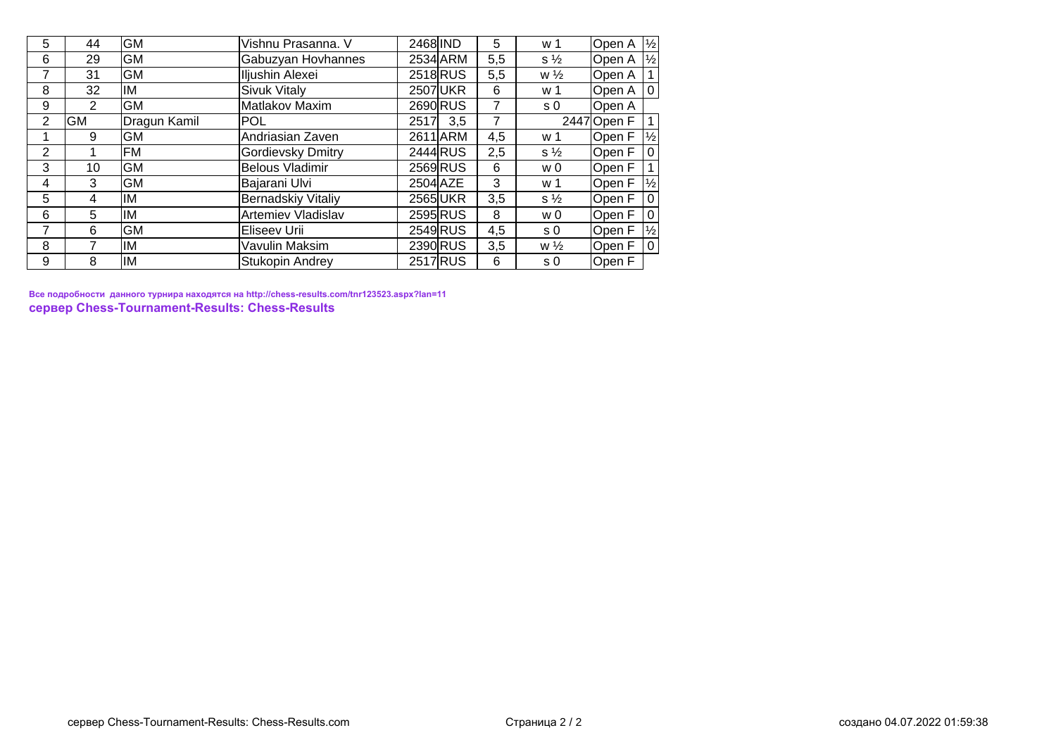| | | | | | | | | | |
|---|---|---|---|---|---|---|---|---|---|
| 5 | 44 | GM | Vishnu Prasanna. V | 2468 | IND | 5 | w 1 | Open A | ½ |
| 6 | 29 | GM | Gabuzyan Hovhannes | 2534 | ARM | 5,5 | s ½ | Open A | ½ |
| 7 | 31 | GM | Iljushin Alexei | 2518 | RUS | 5,5 | w ½ | Open A | 1 |
| 8 | 32 | IM | Sivuk Vitaly | 2507 | UKR | 6 | w 1 | Open A | 0 |
| 9 | 2 | GM | Matlakov Maxim | 2690 | RUS | 7 | s 0 | Open A | |
| 2 | GM | Dragun Kamil | POL | 2517 | 3,5 | 7 | 2447 | Open F | 1 |
| 1 | 9 | GM | Andriasian Zaven | 2611 | ARM | 4,5 | w 1 | Open F | ½ |
| 2 | 1 | FM | Gordievsky Dmitry | 2444 | RUS | 2,5 | s ½ | Open F | 0 |
| 3 | 10 | GM | Belous Vladimir | 2569 | RUS | 6 | w 0 | Open F | 1 |
| 4 | 3 | GM | Bajarani Ulvi | 2504 | AZE | 3 | w 1 | Open F | ½ |
| 5 | 4 | IM | Bernadskiy Vitaliy | 2565 | UKR | 3,5 | s ½ | Open F | 0 |
| 6 | 5 | IM | Artemiev Vladislav | 2595 | RUS | 8 | w 0 | Open F | 0 |
| 7 | 6 | GM | Eliseev Urii | 2549 | RUS | 4,5 | s 0 | Open F | ½ |
| 8 | 7 | IM | Vavulin Maksim | 2390 | RUS | 3,5 | w ½ | Open F | 0 |
| 9 | 8 | IM | Stukopin Andrey | 2517 | RUS | 6 | s 0 | Open F | |

**Все подробности данного турнира находятся на http://chess-results.com/tnr123523.aspx?lan=11**
**сервер Chess-Tournament-Results: Chess-Results**

сервер Chess-Tournament-Results: Chess-Results.com

создано 04.07.2022 01:59:38